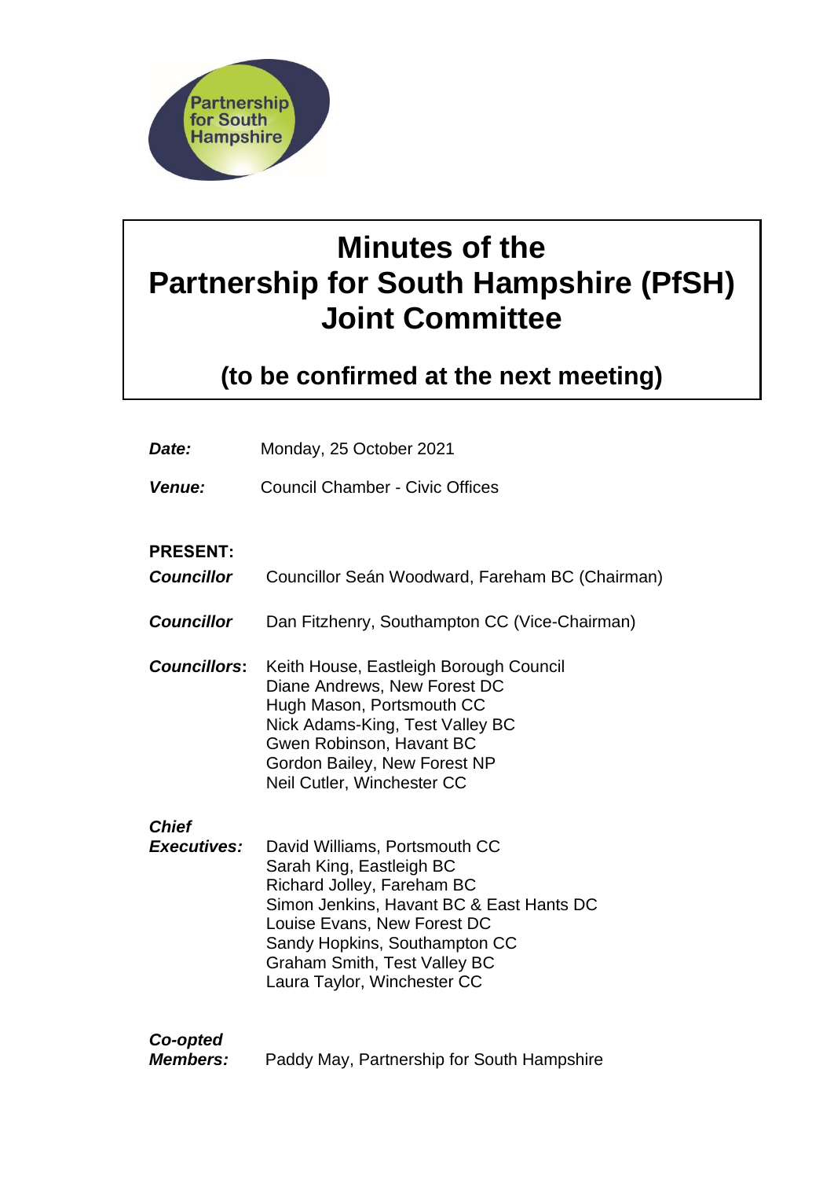Partnership for South Hampshire

# Minutes of the Partnership for South Hampshire (PfSH) Joint Committee

## (to be confirmed at the next meeting)

***Date:*** Monday, 25 October 2021

***Venue:*** Council Chamber - Civic Offices

**PRESENT:**

***Councillor*** Councillor Seán Woodward, Fareham BC (Chairman)

***Councillor*** Dan Fitzhenry, Southampton CC (Vice-Chairman)

***Councillors*****:** Keith House, Eastleigh Borough Council
Diane Andrews, New Forest DC
Hugh Mason, Portsmouth CC
Nick Adams-King, Test Valley BC
Gwen Robinson, Havant BC
Gordon Bailey, New Forest NP
Neil Cutler, Winchester CC

***Chief Executives:*** David Williams, Portsmouth CC
Sarah King, Eastleigh BC
Richard Jolley, Fareham BC
Simon Jenkins, Havant BC & East Hants DC
Louise Evans, New Forest DC
Sandy Hopkins, Southampton CC
Graham Smith, Test Valley BC
Laura Taylor, Winchester CC

***Co-opted Members:*** Paddy May, Partnership for South Hampshire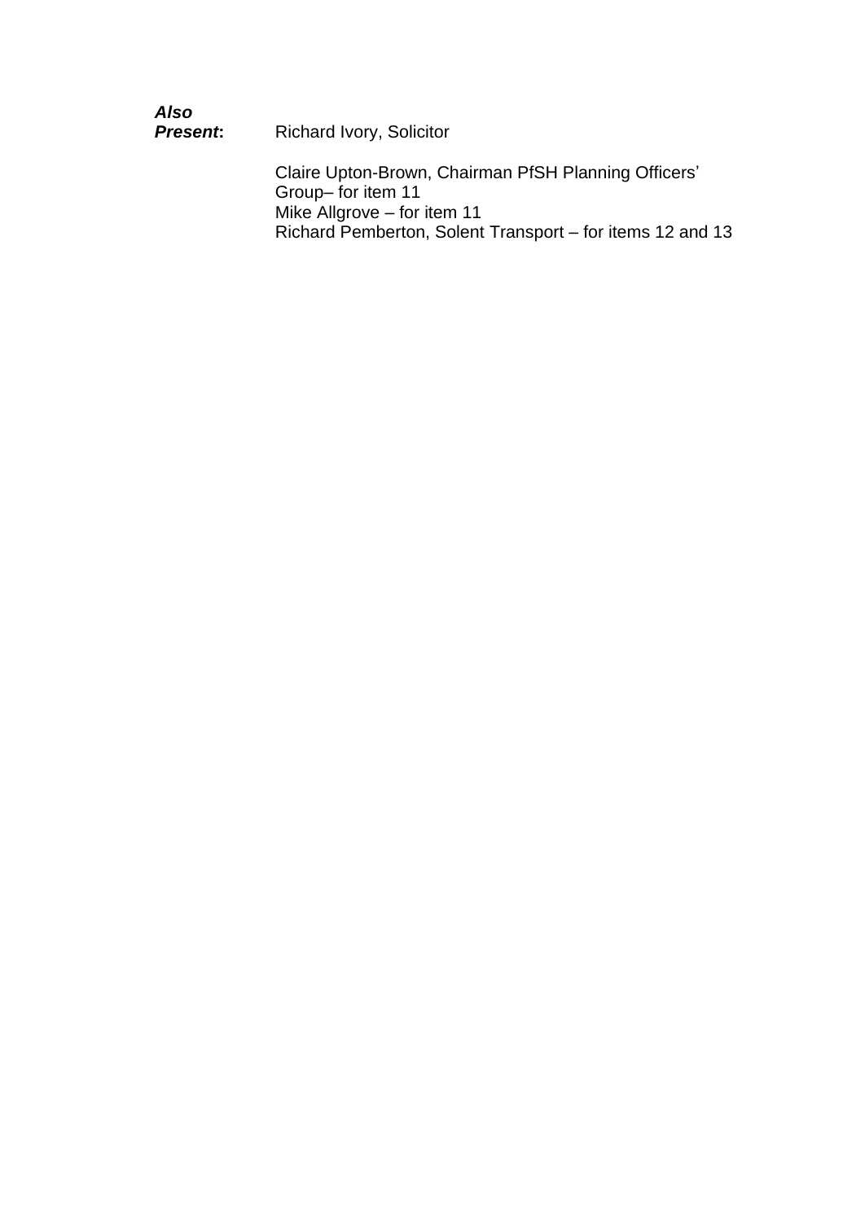***Also Present*:** Richard Ivory, Solicitor

Claire Upton-Brown, Chairman PfSH Planning Officers' Group– for item 11
Mike Allgrove – for item 11
Richard Pemberton, Solent Transport – for items 12 and 13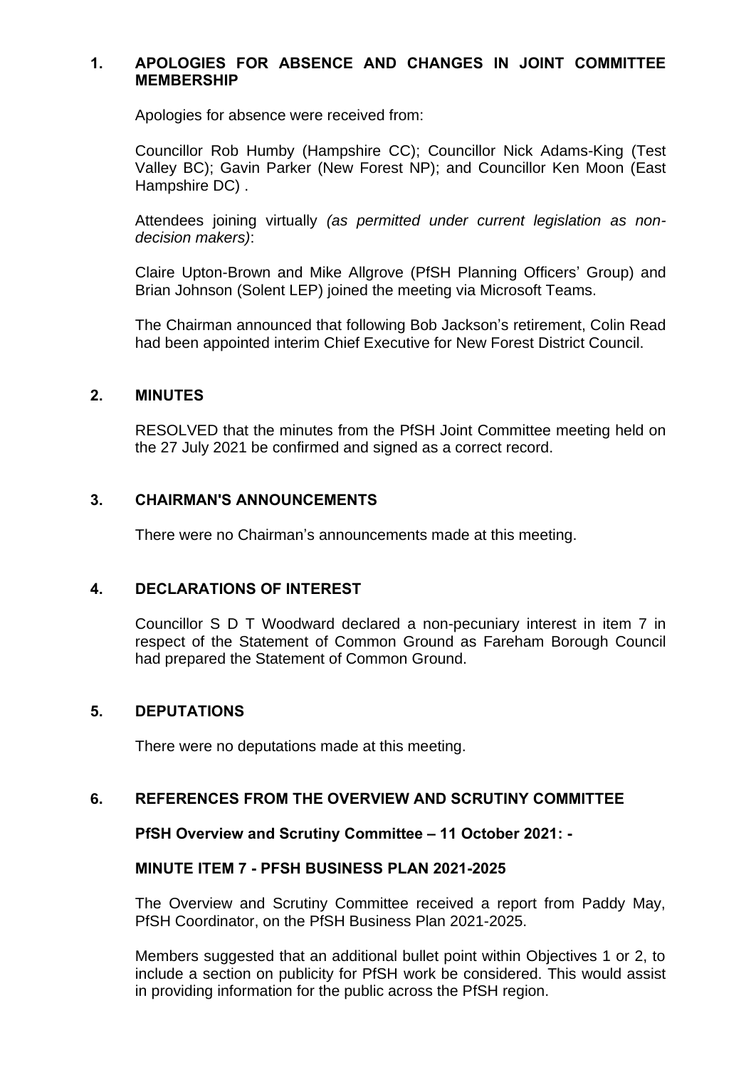## 1. APOLOGIES FOR ABSENCE AND CHANGES IN JOINT COMMITTEE MEMBERSHIP

Apologies for absence were received from:

Councillor Rob Humby (Hampshire CC); Councillor Nick Adams-King (Test Valley BC); Gavin Parker (New Forest NP); and Councillor Ken Moon (East Hampshire DC) .

Attendees joining virtually *(as permitted under current legislation as non-decision makers)*:

Claire Upton-Brown and Mike Allgrove (PfSH Planning Officers' Group) and Brian Johnson (Solent LEP) joined the meeting via Microsoft Teams.

The Chairman announced that following Bob Jackson's retirement, Colin Read had been appointed interim Chief Executive for New Forest District Council.

## 2. MINUTES

RESOLVED that the minutes from the PfSH Joint Committee meeting held on the 27 July 2021 be confirmed and signed as a correct record.

## 3. CHAIRMAN'S ANNOUNCEMENTS

There were no Chairman's announcements made at this meeting.

## 4. DECLARATIONS OF INTEREST

Councillor S D T Woodward declared a non-pecuniary interest in item 7 in respect of the Statement of Common Ground as Fareham Borough Council had prepared the Statement of Common Ground.

## 5. DEPUTATIONS

There were no deputations made at this meeting.

## 6. REFERENCES FROM THE OVERVIEW AND SCRUTINY COMMITTEE

**PfSH Overview and Scrutiny Committee – 11 October 2021: -**

**MINUTE ITEM 7 - PFSH BUSINESS PLAN 2021-2025**

The Overview and Scrutiny Committee received a report from Paddy May, PfSH Coordinator, on the PfSH Business Plan 2021-2025.

Members suggested that an additional bullet point within Objectives 1 or 2, to include a section on publicity for PfSH work be considered. This would assist in providing information for the public across the PfSH region.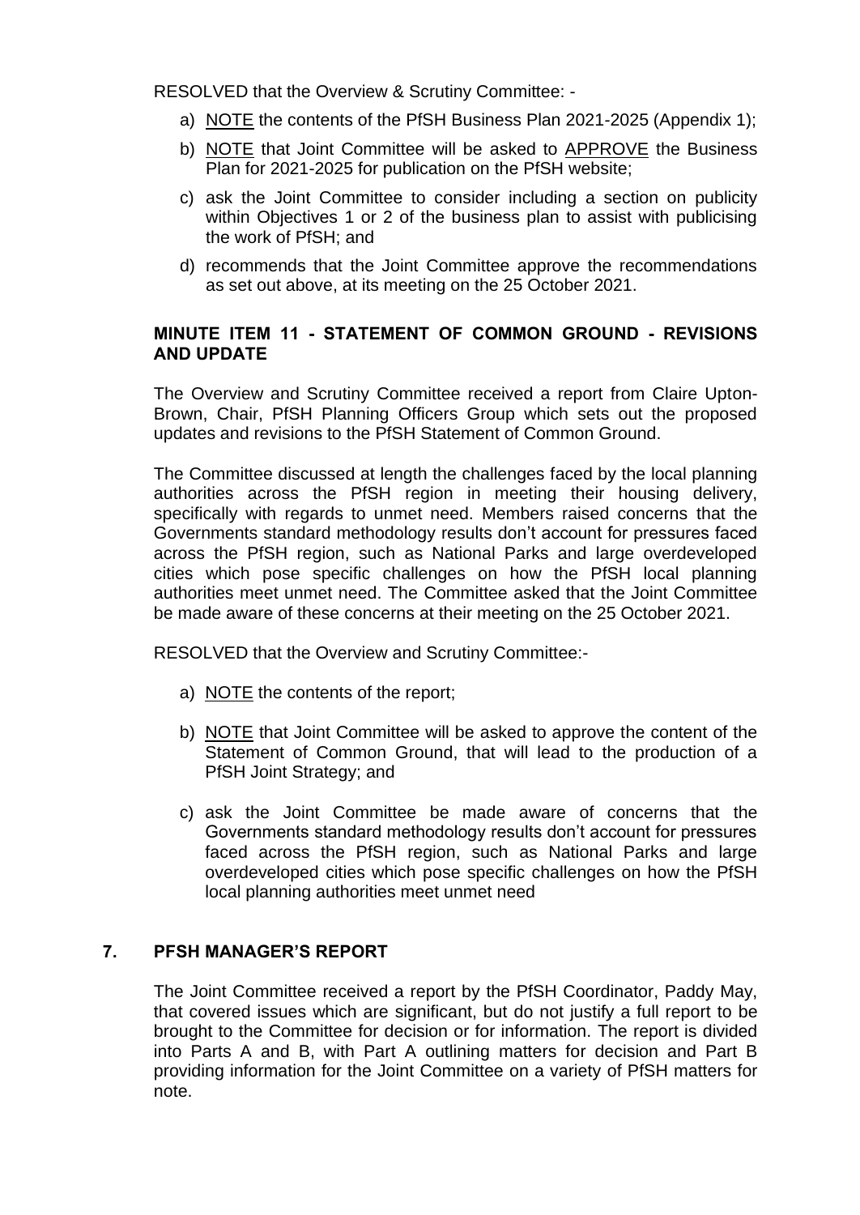RESOLVED that the Overview & Scrutiny Committee: -

a) NOTE the contents of the PfSH Business Plan 2021-2025 (Appendix 1);

b) NOTE that Joint Committee will be asked to APPROVE the Business Plan for 2021-2025 for publication on the PfSH website;

c) ask the Joint Committee to consider including a section on publicity within Objectives 1 or 2 of the business plan to assist with publicising the work of PfSH; and

d) recommends that the Joint Committee approve the recommendations as set out above, at its meeting on the 25 October 2021.

**MINUTE ITEM 11 - STATEMENT OF COMMON GROUND - REVISIONS AND UPDATE**

The Overview and Scrutiny Committee received a report from Claire Upton-Brown, Chair, PfSH Planning Officers Group which sets out the proposed updates and revisions to the PfSH Statement of Common Ground.

The Committee discussed at length the challenges faced by the local planning authorities across the PfSH region in meeting their housing delivery, specifically with regards to unmet need. Members raised concerns that the Governments standard methodology results don't account for pressures faced across the PfSH region, such as National Parks and large overdeveloped cities which pose specific challenges on how the PfSH local planning authorities meet unmet need. The Committee asked that the Joint Committee be made aware of these concerns at their meeting on the 25 October 2021.

RESOLVED that the Overview and Scrutiny Committee:-

a) NOTE the contents of the report;

b) NOTE that Joint Committee will be asked to approve the content of the Statement of Common Ground, that will lead to the production of a PfSH Joint Strategy; and

c) ask the Joint Committee be made aware of concerns that the Governments standard methodology results don't account for pressures faced across the PfSH region, such as National Parks and large overdeveloped cities which pose specific challenges on how the PfSH local planning authorities meet unmet need

## 7. PFSH MANAGER'S REPORT

The Joint Committee received a report by the PfSH Coordinator, Paddy May, that covered issues which are significant, but do not justify a full report to be brought to the Committee for decision or for information. The report is divided into Parts A and B, with Part A outlining matters for decision and Part B providing information for the Joint Committee on a variety of PfSH matters for note.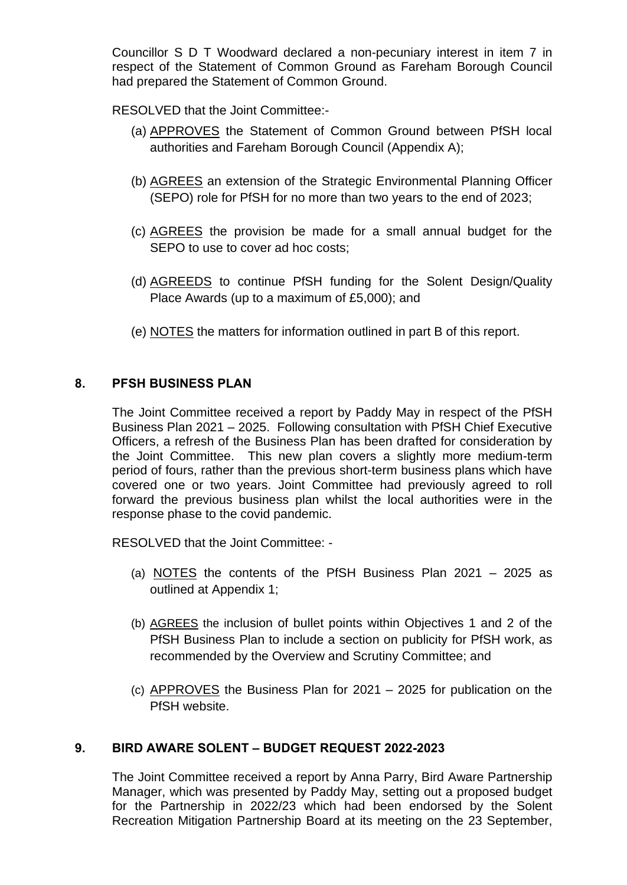Councillor S D T Woodward declared a non-pecuniary interest in item 7 in respect of the Statement of Common Ground as Fareham Borough Council had prepared the Statement of Common Ground.

RESOLVED that the Joint Committee:-

(a) APPROVES the Statement of Common Ground between PfSH local authorities and Fareham Borough Council (Appendix A);

(b) AGREES an extension of the Strategic Environmental Planning Officer (SEPO) role for PfSH for no more than two years to the end of 2023;

(c) AGREES the provision be made for a small annual budget for the SEPO to use to cover ad hoc costs;

(d) AGREEDS to continue PfSH funding for the Solent Design/Quality Place Awards (up to a maximum of £5,000); and

(e) NOTES the matters for information outlined in part B of this report.

## 8. PFSH BUSINESS PLAN

The Joint Committee received a report by Paddy May in respect of the PfSH Business Plan 2021 – 2025. Following consultation with PfSH Chief Executive Officers, a refresh of the Business Plan has been drafted for consideration by the Joint Committee. This new plan covers a slightly more medium-term period of fours, rather than the previous short-term business plans which have covered one or two years. Joint Committee had previously agreed to roll forward the previous business plan whilst the local authorities were in the response phase to the covid pandemic.

RESOLVED that the Joint Committee: -

(a) NOTES the contents of the PfSH Business Plan 2021 – 2025 as outlined at Appendix 1;

(b) AGREES the inclusion of bullet points within Objectives 1 and 2 of the PfSH Business Plan to include a section on publicity for PfSH work, as recommended by the Overview and Scrutiny Committee; and

(c) APPROVES the Business Plan for 2021 – 2025 for publication on the PfSH website.

## 9. BIRD AWARE SOLENT – BUDGET REQUEST 2022-2023

The Joint Committee received a report by Anna Parry, Bird Aware Partnership Manager, which was presented by Paddy May, setting out a proposed budget for the Partnership in 2022/23 which had been endorsed by the Solent Recreation Mitigation Partnership Board at its meeting on the 23 September,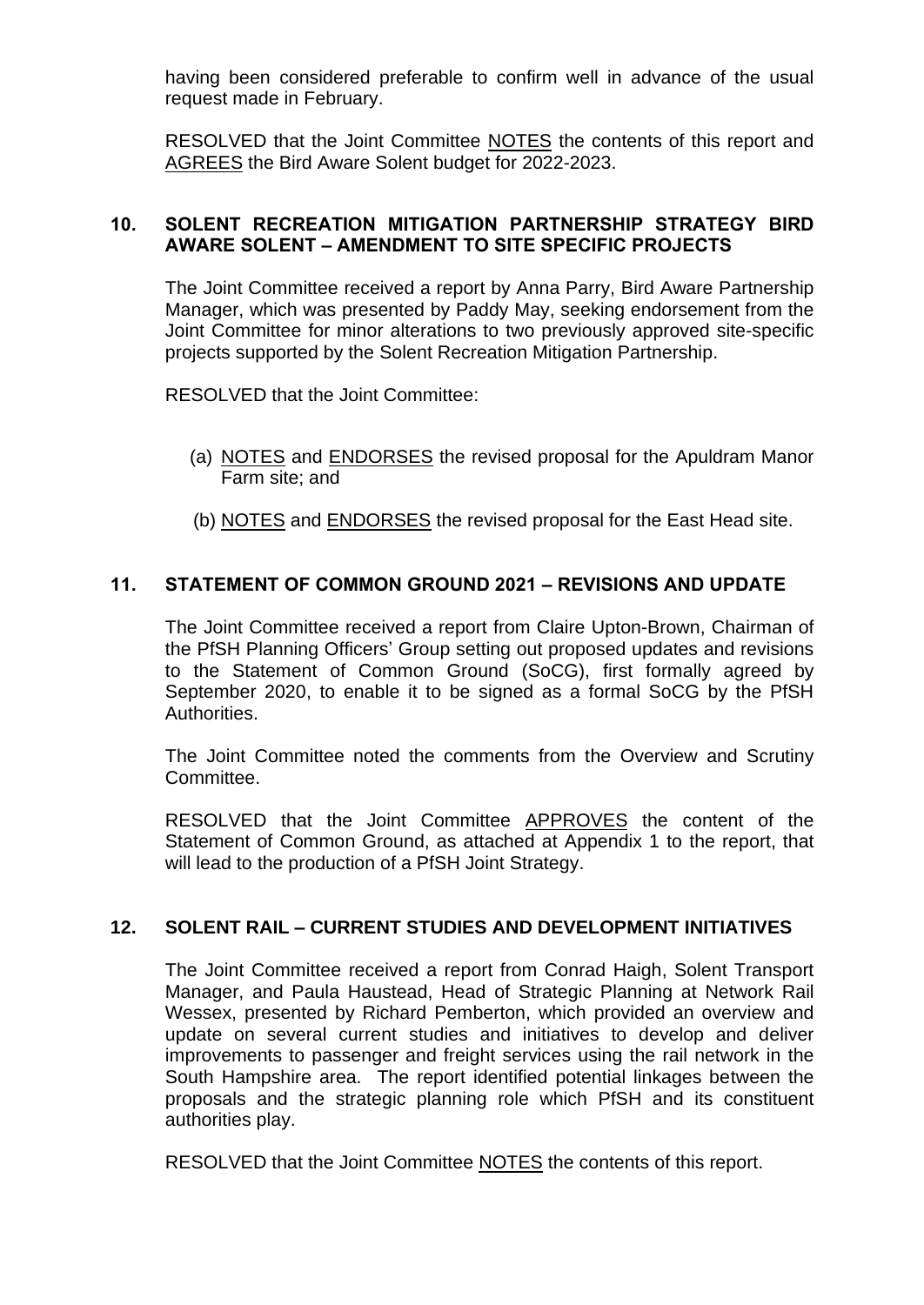having been considered preferable to confirm well in advance of the usual request made in February.

RESOLVED that the Joint Committee <u>NOTES</u> the contents of this report and <u>AGREES</u> the Bird Aware Solent budget for 2022-2023.

### 10. SOLENT RECREATION MITIGATION PARTNERSHIP STRATEGY BIRD AWARE SOLENT – AMENDMENT TO SITE SPECIFIC PROJECTS

The Joint Committee received a report by Anna Parry, Bird Aware Partnership Manager, which was presented by Paddy May, seeking endorsement from the Joint Committee for minor alterations to two previously approved site-specific projects supported by the Solent Recreation Mitigation Partnership.

RESOLVED that the Joint Committee:

(a) <u>NOTES</u> and <u>ENDORSES</u> the revised proposal for the Apuldram Manor Farm site; and

(b) <u>NOTES</u> and <u>ENDORSES</u> the revised proposal for the East Head site.

### 11. STATEMENT OF COMMON GROUND 2021 – REVISIONS AND UPDATE

The Joint Committee received a report from Claire Upton-Brown, Chairman of the PfSH Planning Officers' Group setting out proposed updates and revisions to the Statement of Common Ground (SoCG), first formally agreed by September 2020, to enable it to be signed as a formal SoCG by the PfSH Authorities.

The Joint Committee noted the comments from the Overview and Scrutiny Committee.

RESOLVED that the Joint Committee <u>APPROVES</u> the content of the Statement of Common Ground, as attached at Appendix 1 to the report, that will lead to the production of a PfSH Joint Strategy.

### 12. SOLENT RAIL – CURRENT STUDIES AND DEVELOPMENT INITIATIVES

The Joint Committee received a report from Conrad Haigh, Solent Transport Manager, and Paula Haustead, Head of Strategic Planning at Network Rail Wessex, presented by Richard Pemberton, which provided an overview and update on several current studies and initiatives to develop and deliver improvements to passenger and freight services using the rail network in the South Hampshire area. The report identified potential linkages between the proposals and the strategic planning role which PfSH and its constituent authorities play.

RESOLVED that the Joint Committee <u>NOTES</u> the contents of this report.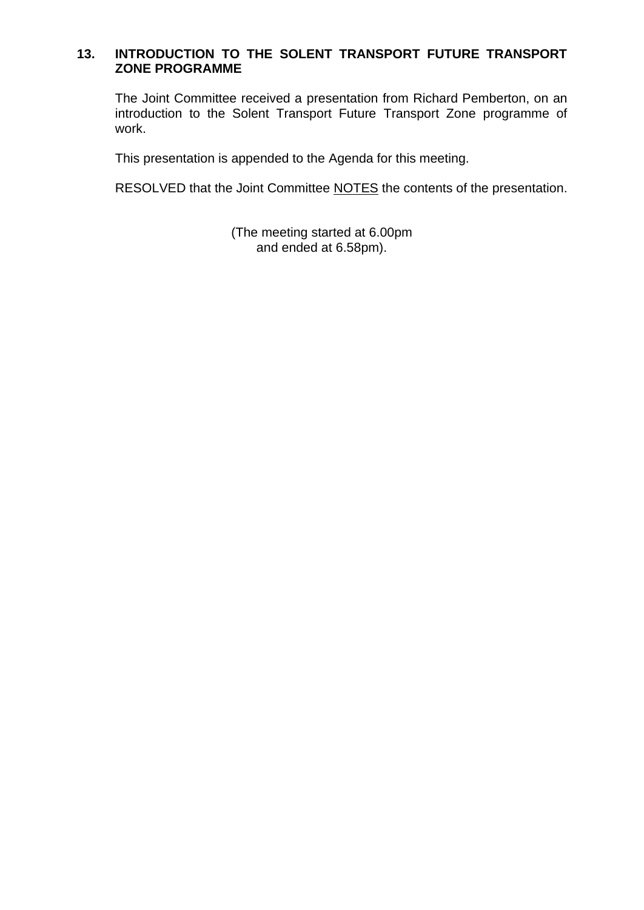## 13. INTRODUCTION TO THE SOLENT TRANSPORT FUTURE TRANSPORT ZONE PROGRAMME

The Joint Committee received a presentation from Richard Pemberton, on an introduction to the Solent Transport Future Transport Zone programme of work.

This presentation is appended to the Agenda for this meeting.

RESOLVED that the Joint Committee NOTES the contents of the presentation.

(The meeting started at 6.00pm
and ended at 6.58pm).